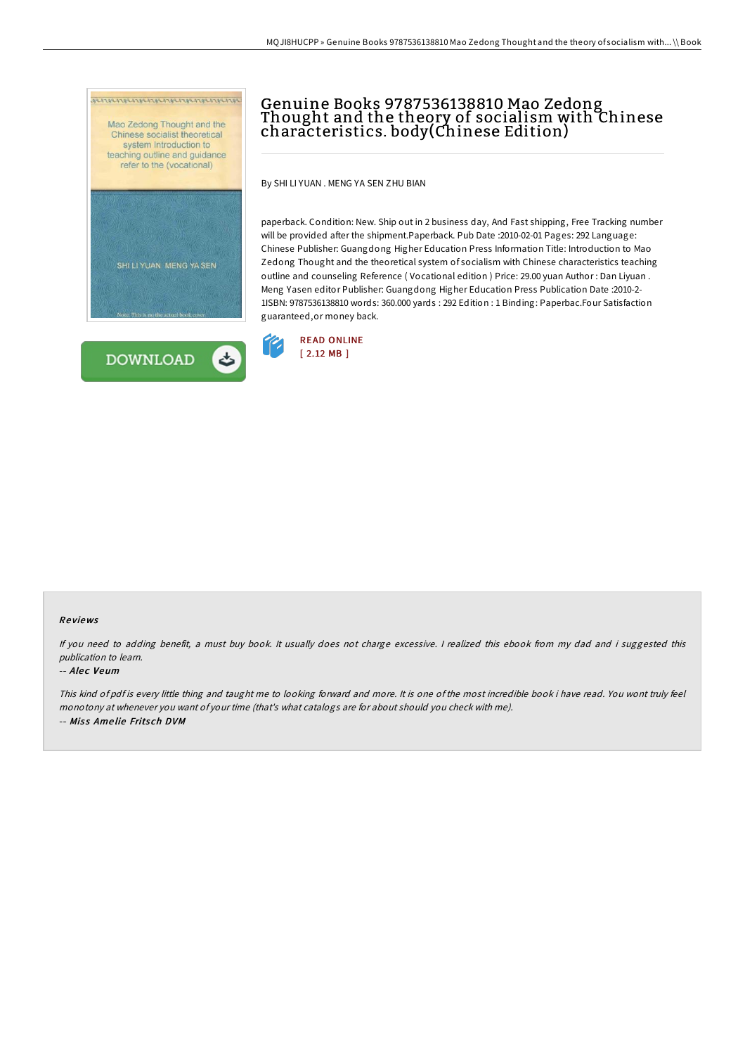# Genuine Books 9787536138810 Mao Zedong Thought and the theory of socialism with Chinese characteristics. body(Chinese Edition)

By SHI LI YUAN . MENG YA SEN ZHU BIAN

paperback. Condition: New. Ship out in 2 business day, And Fast shipping, Free Tracking number will be provided after the shipment.Paperback. Pub Date :2010-02-01 Pages: 292 Language: Chinese Publisher: Guangdong Higher Education Press Information Title: Introduction to Mao Zedong Thought and the theoretical system of socialism with Chinese characteristics teaching outline and counseling Reference ( Vocational edition ) Price: 29.00 yuan Author : Dan Liyuan . Meng Yasen editor Publisher: Guangdong Higher Education Press Publication Date :2010-2-1ISBN: 9787536138810 words: 360.000 yards : 292 Edition : 1 Binding: Paperbac.Four Satisfaction guaranteed,or money back.

READ ONLINE
[ 2.12 MB ]

DOWNLOAD

### Reviews

*If you need to adding benefit, a must buy book. It usually does not charge excessive. I realized this ebook from my dad and i suggested this publication to learn.*

-- *Alec Veum*

*This kind of pdf is every little thing and taught me to looking forward and more. It is one of the most incredible book i have read. You wont truly feel monotony at whenever you want of your time (that's what catalogs are for about should you check with me).*

-- *Miss Amelie Fritsch DVM*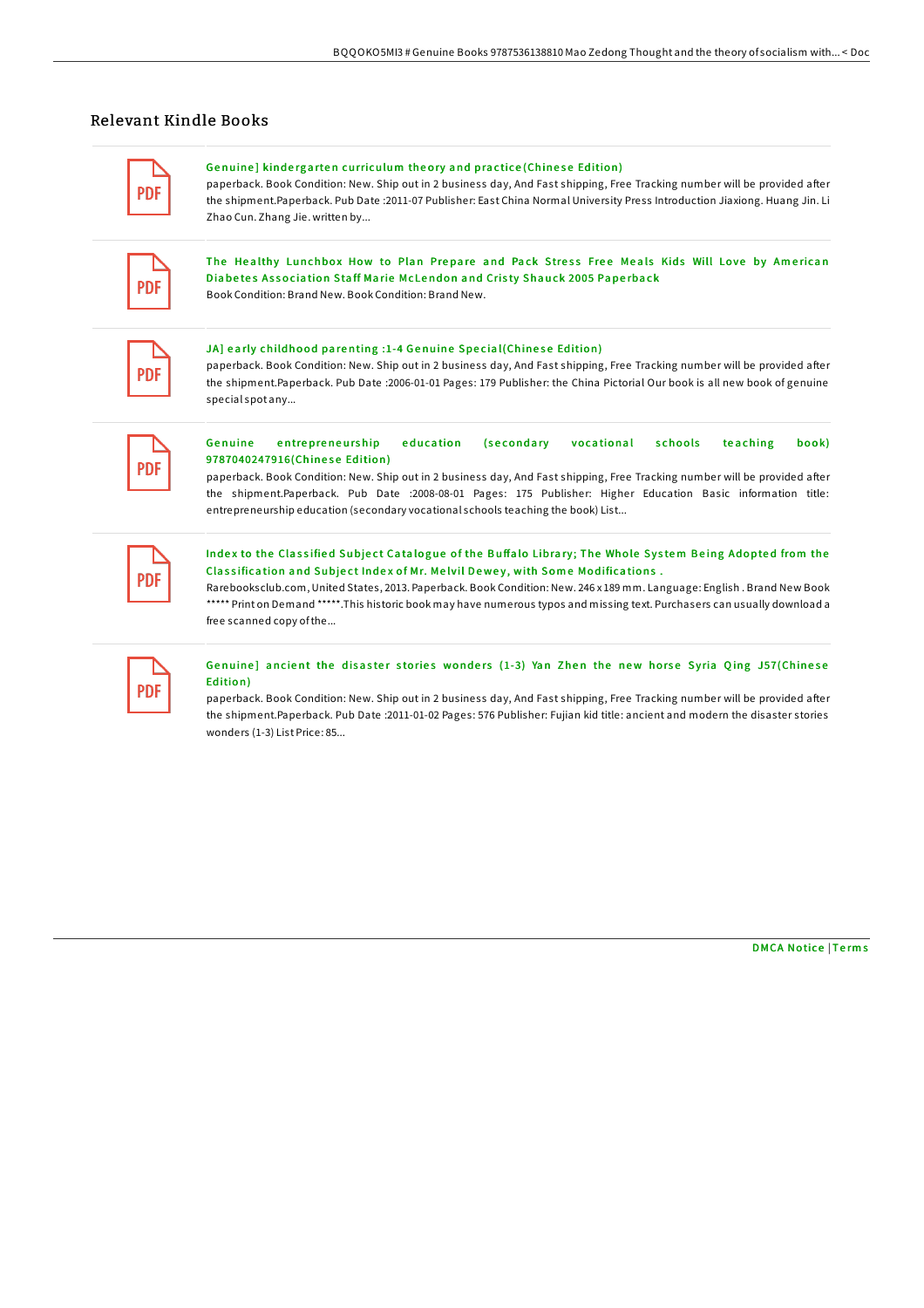## Relevant Kindle Books

PDF

**Genuine] kindergarten curriculum theory and practice(Chinese Edition)**

paperback. Book Condition: New. Ship out in 2 business day, And Fast shipping, Free Tracking number will be provided after the shipment.Paperback. Pub Date :2011-07 Publisher: East China Normal University Press Introduction Jiaxiong. Huang Jin. Li Zhao Cun. Zhang Jie. written by...

PDF

**The Healthy Lunchbox How to Plan Prepare and Pack Stress Free Meals Kids Will Love by American Diabetes Association Staff Marie McLendon and Cristy Shauck 2005 Paperback**

Book Condition: Brand New. Book Condition: Brand New.

PDF

**JA] early childhood parenting :1-4 Genuine Special(Chinese Edition)**

paperback. Book Condition: New. Ship out in 2 business day, And Fast shipping, Free Tracking number will be provided after the shipment.Paperback. Pub Date :2006-01-01 Pages: 179 Publisher: the China Pictorial Our book is all new book of genuine special spot any...

PDF

**Genuine entrepreneurship education (secondary vocational schools teaching book) 9787040247916(Chinese Edition)**

paperback. Book Condition: New. Ship out in 2 business day, And Fast shipping, Free Tracking number will be provided after the shipment.Paperback. Pub Date :2008-08-01 Pages: 175 Publisher: Higher Education Basic information title: entrepreneurship education (secondary vocational schools teaching the book) List...

PDF

**Index to the Classified Subject Catalogue of the Buffalo Library; The Whole System Being Adopted from the Classification and Subject Index of Mr. Melvil Dewey, with Some Modifications .**

Rarebooksclub.com, United States, 2013. Paperback. Book Condition: New. 246 x 189 mm. Language: English . Brand New Book ***** Print on Demand *****.This historic book may have numerous typos and missing text. Purchasers can usually download a free scanned copy of the...

PDF

**Genuine] ancient the disaster stories wonders (1-3) Yan Zhen the new horse Syria Qing J57(Chinese Edition)**

paperback. Book Condition: New. Ship out in 2 business day, And Fast shipping, Free Tracking number will be provided after the shipment.Paperback. Pub Date :2011-01-02 Pages: 576 Publisher: Fujian kid title: ancient and modern the disaster stories wonders (1-3) List Price: 85...